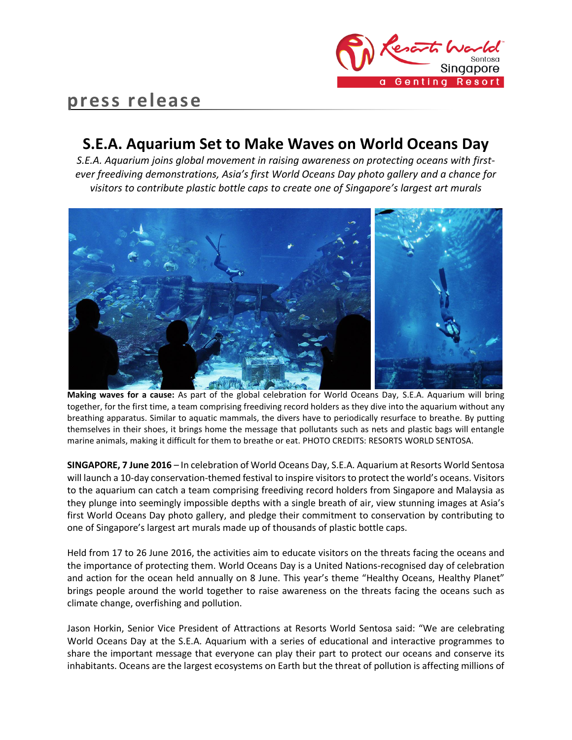press release

# S.E.A. Aquarium Set to Make Waves on World Oceans Day

*S.E.A. Aquarium joins global movement in raising awareness on protecting oceans with first-ever freediving demonstrations, Asia's first World Oceans Day photo gallery and a chance for visitors to contribute plastic bottle caps to create one of Singapore's largest art murals*

**Making waves for a cause:** As part of the global celebration for World Oceans Day, S.E.A. Aquarium will bring together, for the first time, a team comprising freediving record holders as they dive into the aquarium without any breathing apparatus. Similar to aquatic mammals, the divers have to periodically resurface to breathe. By putting themselves in their shoes, it brings home the message that pollutants such as nets and plastic bags will entangle marine animals, making it difficult for them to breathe or eat. PHOTO CREDITS: RESORTS WORLD SENTOSA.

**SINGAPORE, 7 June 2016** – In celebration of World Oceans Day, S.E.A. Aquarium at Resorts World Sentosa will launch a 10-day conservation-themed festival to inspire visitors to protect the world's oceans. Visitors to the aquarium can catch a team comprising freediving record holders from Singapore and Malaysia as they plunge into seemingly impossible depths with a single breath of air, view stunning images at Asia's first World Oceans Day photo gallery, and pledge their commitment to conservation by contributing to one of Singapore's largest art murals made up of thousands of plastic bottle caps.

Held from 17 to 26 June 2016, the activities aim to educate visitors on the threats facing the oceans and the importance of protecting them. World Oceans Day is a United Nations-recognised day of celebration and action for the ocean held annually on 8 June. This year's theme "Healthy Oceans, Healthy Planet" brings people around the world together to raise awareness on the threats facing the oceans such as climate change, overfishing and pollution.

Jason Horkin, Senior Vice President of Attractions at Resorts World Sentosa said: "We are celebrating World Oceans Day at the S.E.A. Aquarium with a series of educational and interactive programmes to share the important message that everyone can play their part to protect our oceans and conserve its inhabitants. Oceans are the largest ecosystems on Earth but the threat of pollution is affecting millions of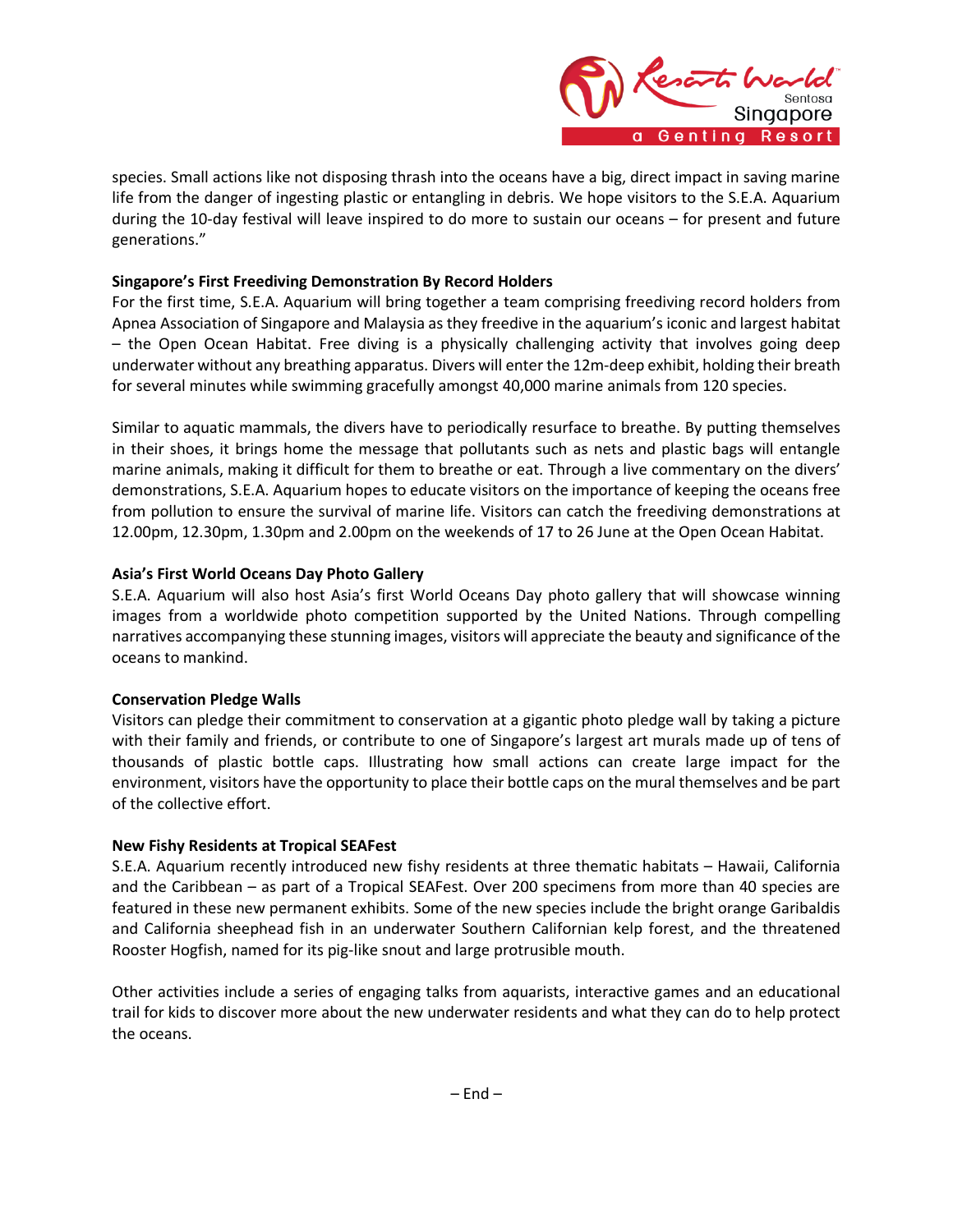species. Small actions like not disposing thrash into the oceans have a big, direct impact in saving marine life from the danger of ingesting plastic or entangling in debris. We hope visitors to the S.E.A. Aquarium during the 10-day festival will leave inspired to do more to sustain our oceans – for present and future generations."

**Singapore's First Freediving Demonstration By Record Holders**

For the first time, S.E.A. Aquarium will bring together a team comprising freediving record holders from Apnea Association of Singapore and Malaysia as they freedive in the aquarium's iconic and largest habitat – the Open Ocean Habitat. Free diving is a physically challenging activity that involves going deep underwater without any breathing apparatus. Divers will enter the 12m-deep exhibit, holding their breath for several minutes while swimming gracefully amongst 40,000 marine animals from 120 species.

Similar to aquatic mammals, the divers have to periodically resurface to breathe. By putting themselves in their shoes, it brings home the message that pollutants such as nets and plastic bags will entangle marine animals, making it difficult for them to breathe or eat. Through a live commentary on the divers' demonstrations, S.E.A. Aquarium hopes to educate visitors on the importance of keeping the oceans free from pollution to ensure the survival of marine life. Visitors can catch the freediving demonstrations at 12.00pm, 12.30pm, 1.30pm and 2.00pm on the weekends of 17 to 26 June at the Open Ocean Habitat.

**Asia's First World Oceans Day Photo Gallery**

S.E.A. Aquarium will also host Asia's first World Oceans Day photo gallery that will showcase winning images from a worldwide photo competition supported by the United Nations. Through compelling narratives accompanying these stunning images, visitors will appreciate the beauty and significance of the oceans to mankind.

**Conservation Pledge Walls**

Visitors can pledge their commitment to conservation at a gigantic photo pledge wall by taking a picture with their family and friends, or contribute to one of Singapore's largest art murals made up of tens of thousands of plastic bottle caps. Illustrating how small actions can create large impact for the environment, visitors have the opportunity to place their bottle caps on the mural themselves and be part of the collective effort.

**New Fishy Residents at Tropical SEAFest**

S.E.A. Aquarium recently introduced new fishy residents at three thematic habitats – Hawaii, California and the Caribbean – as part of a Tropical SEAFest. Over 200 specimens from more than 40 species are featured in these new permanent exhibits. Some of the new species include the bright orange Garibaldis and California sheephead fish in an underwater Southern Californian kelp forest, and the threatened Rooster Hogfish, named for its pig-like snout and large protrusible mouth.

Other activities include a series of engaging talks from aquarists, interactive games and an educational trail for kids to discover more about the new underwater residents and what they can do to help protect the oceans.

– End –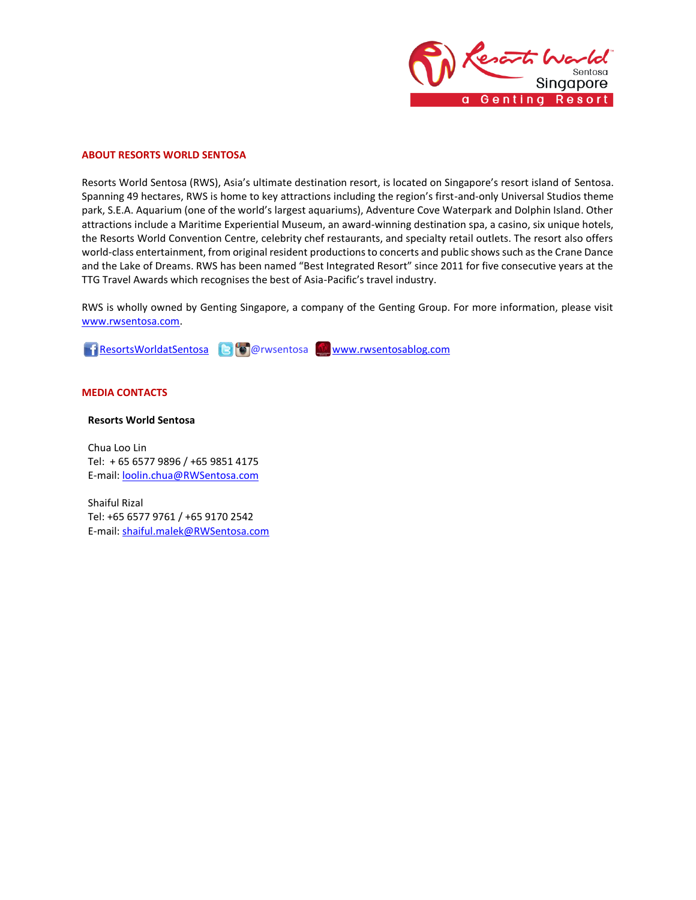## ABOUT RESORTS WORLD SENTOSA

Resorts World Sentosa (RWS), Asia's ultimate destination resort, is located on Singapore's resort island of Sentosa. Spanning 49 hectares, RWS is home to key attractions including the region's first-and-only Universal Studios theme park, S.E.A. Aquarium (one of the world's largest aquariums), Adventure Cove Waterpark and Dolphin Island. Other attractions include a Maritime Experiential Museum, an award-winning destination spa, a casino, six unique hotels, the Resorts World Convention Centre, celebrity chef restaurants, and specialty retail outlets. The resort also offers world-class entertainment, from original resident productions to concerts and public shows such as the Crane Dance and the Lake of Dreams. RWS has been named "Best Integrated Resort" since 2011 for five consecutive years at the TTG Travel Awards which recognises the best of Asia-Pacific's travel industry.

RWS is wholly owned by Genting Singapore, a company of the Genting Group. For more information, please visit www.rwsentosa.com.

ResortsWorldatSentosa @rwsentosa www.rwsentosablog.com

## MEDIA CONTACTS

**Resorts World Sentosa**

Chua Loo Lin
Tel: + 65 6577 9896 / +65 9851 4175
E-mail: loolin.chua@RWSentosa.com

Shaiful Rizal
Tel: +65 6577 9761 / +65 9170 2542
E-mail: shaiful.malek@RWSentosa.com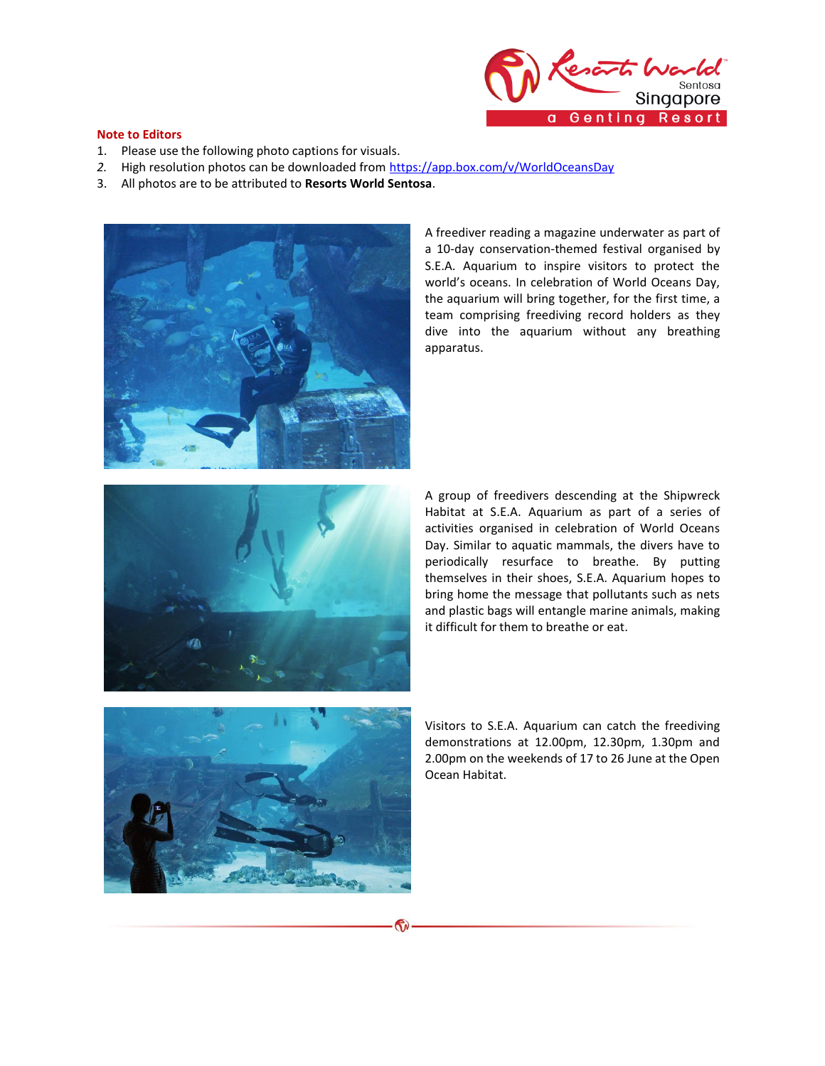**Note to Editors**

1. Please use the following photo captions for visuals.
2. High resolution photos can be downloaded from https://app.box.com/v/WorldOceansDay
3. All photos are to be attributed to **Resorts World Sentosa**.

A freediver reading a magazine underwater as part of a 10-day conservation-themed festival organised by S.E.A. Aquarium to inspire visitors to protect the world's oceans. In celebration of World Oceans Day, the aquarium will bring together, for the first time, a team comprising freediving record holders as they dive into the aquarium without any breathing apparatus.

A group of freedivers descending at the Shipwreck Habitat at S.E.A. Aquarium as part of a series of activities organised in celebration of World Oceans Day. Similar to aquatic mammals, the divers have to periodically resurface to breathe. By putting themselves in their shoes, S.E.A. Aquarium hopes to bring home the message that pollutants such as nets and plastic bags will entangle marine animals, making it difficult for them to breathe or eat.

Visitors to S.E.A. Aquarium can catch the freediving demonstrations at 12.00pm, 12.30pm, 1.30pm and 2.00pm on the weekends of 17 to 26 June at the Open Ocean Habitat.